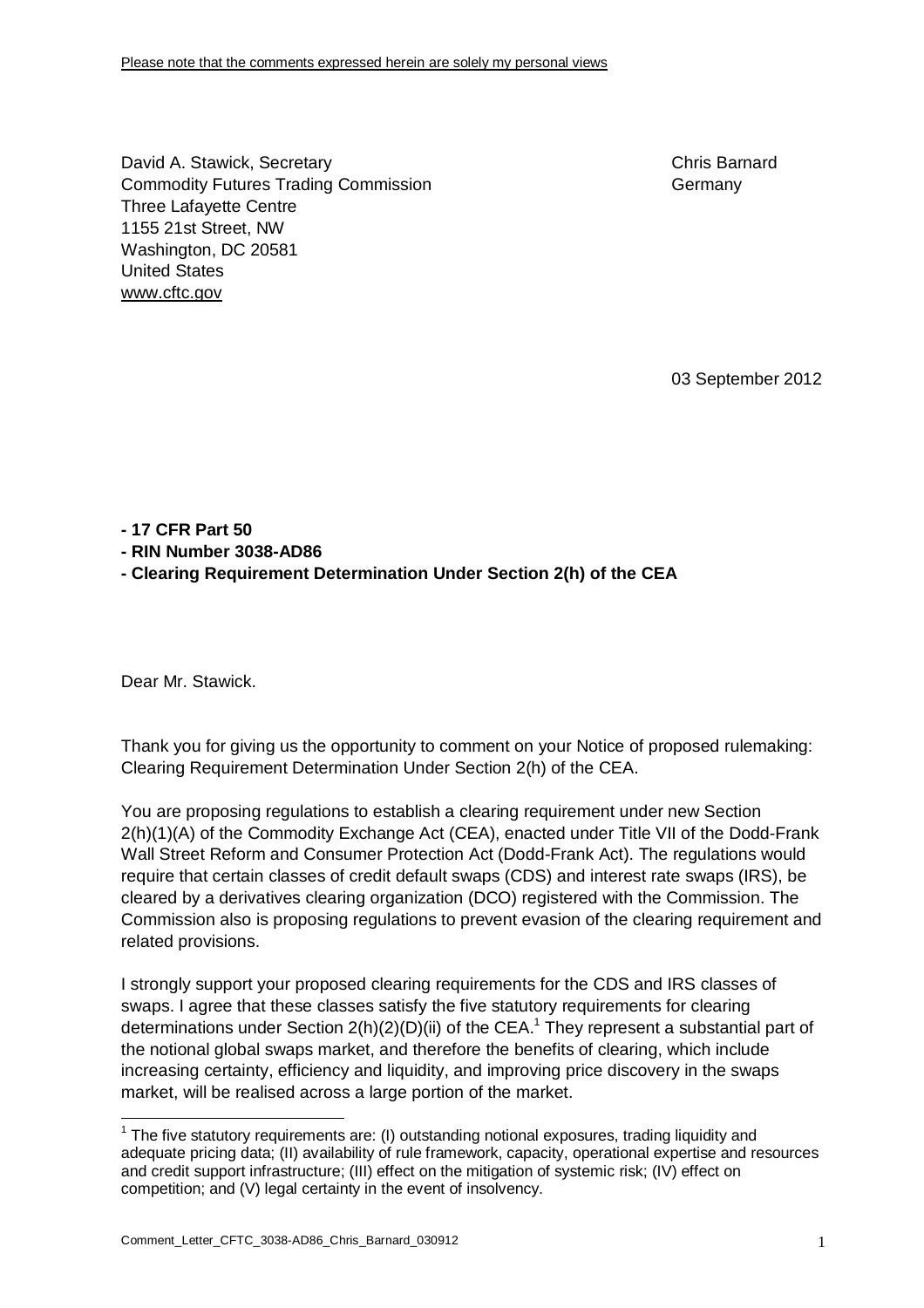Please note that the comments expressed herein are solely my personal views

David A. Stawick, Secretary
Commodity Futures Trading Commission
Three Lafayette Centre
1155 21st Street, NW
Washington, DC 20581
United States
www.cftc.gov

Chris Barnard
Germany

03 September 2012

**- 17 CFR Part 50**
**- RIN Number 3038-AD86**
**- Clearing Requirement Determination Under Section 2(h) of the CEA**

Dear Mr. Stawick.

Thank you for giving us the opportunity to comment on your Notice of proposed rulemaking: Clearing Requirement Determination Under Section 2(h) of the CEA.

You are proposing regulations to establish a clearing requirement under new Section 2(h)(1)(A) of the Commodity Exchange Act (CEA), enacted under Title VII of the Dodd-Frank Wall Street Reform and Consumer Protection Act (Dodd-Frank Act). The regulations would require that certain classes of credit default swaps (CDS) and interest rate swaps (IRS), be cleared by a derivatives clearing organization (DCO) registered with the Commission. The Commission also is proposing regulations to prevent evasion of the clearing requirement and related provisions.

I strongly support your proposed clearing requirements for the CDS and IRS classes of swaps. I agree that these classes satisfy the five statutory requirements for clearing determinations under Section 2(h)(2)(D)(ii) of the CEA.[1] They represent a substantial part of the notional global swaps market, and therefore the benefits of clearing, which include increasing certainty, efficiency and liquidity, and improving price discovery in the swaps market, will be realised across a large portion of the market.

[1] The five statutory requirements are: (I) outstanding notional exposures, trading liquidity and adequate pricing data; (II) availability of rule framework, capacity, operational expertise and resources and credit support infrastructure; (III) effect on the mitigation of systemic risk; (IV) effect on competition; and (V) legal certainty in the event of insolvency.

Comment_Letter_CFTC_3038-AD86_Chris_Barnard_030912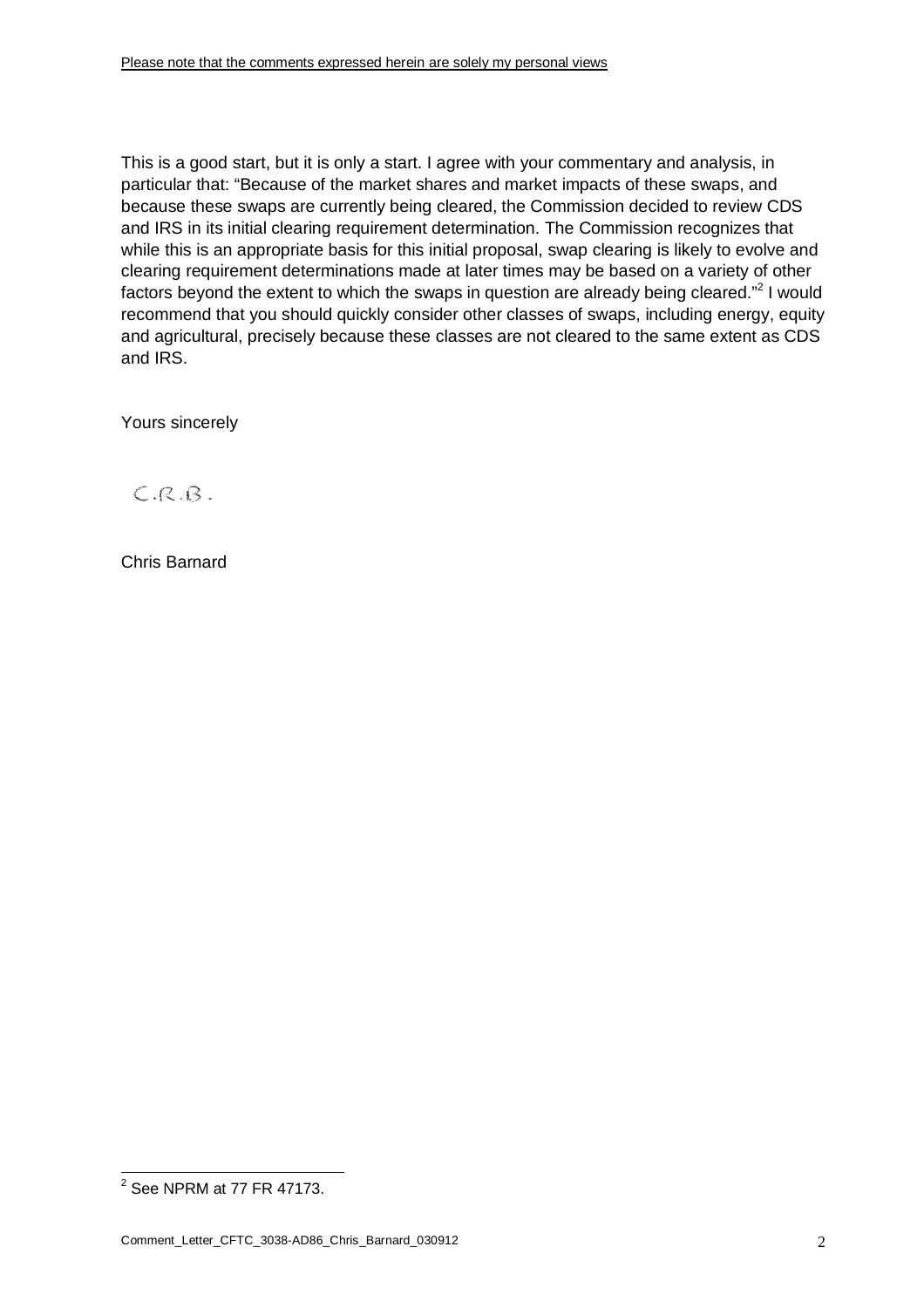Please note that the comments expressed herein are solely my personal views

This is a good start, but it is only a start. I agree with your commentary and analysis, in particular that: "Because of the market shares and market impacts of these swaps, and because these swaps are currently being cleared, the Commission decided to review CDS and IRS in its initial clearing requirement determination. The Commission recognizes that while this is an appropriate basis for this initial proposal, swap clearing is likely to evolve and clearing requirement determinations made at later times may be based on a variety of other factors beyond the extent to which the swaps in question are already being cleared."[2] I would recommend that you should quickly consider other classes of swaps, including energy, equity and agricultural, precisely because these classes are not cleared to the same extent as CDS and IRS.

Yours sincerely

C.R.B.

Chris Barnard

[2] See NPRM at 77 FR 47173.

Comment_Letter_CFTC_3038-AD86_Chris_Barnard_030912